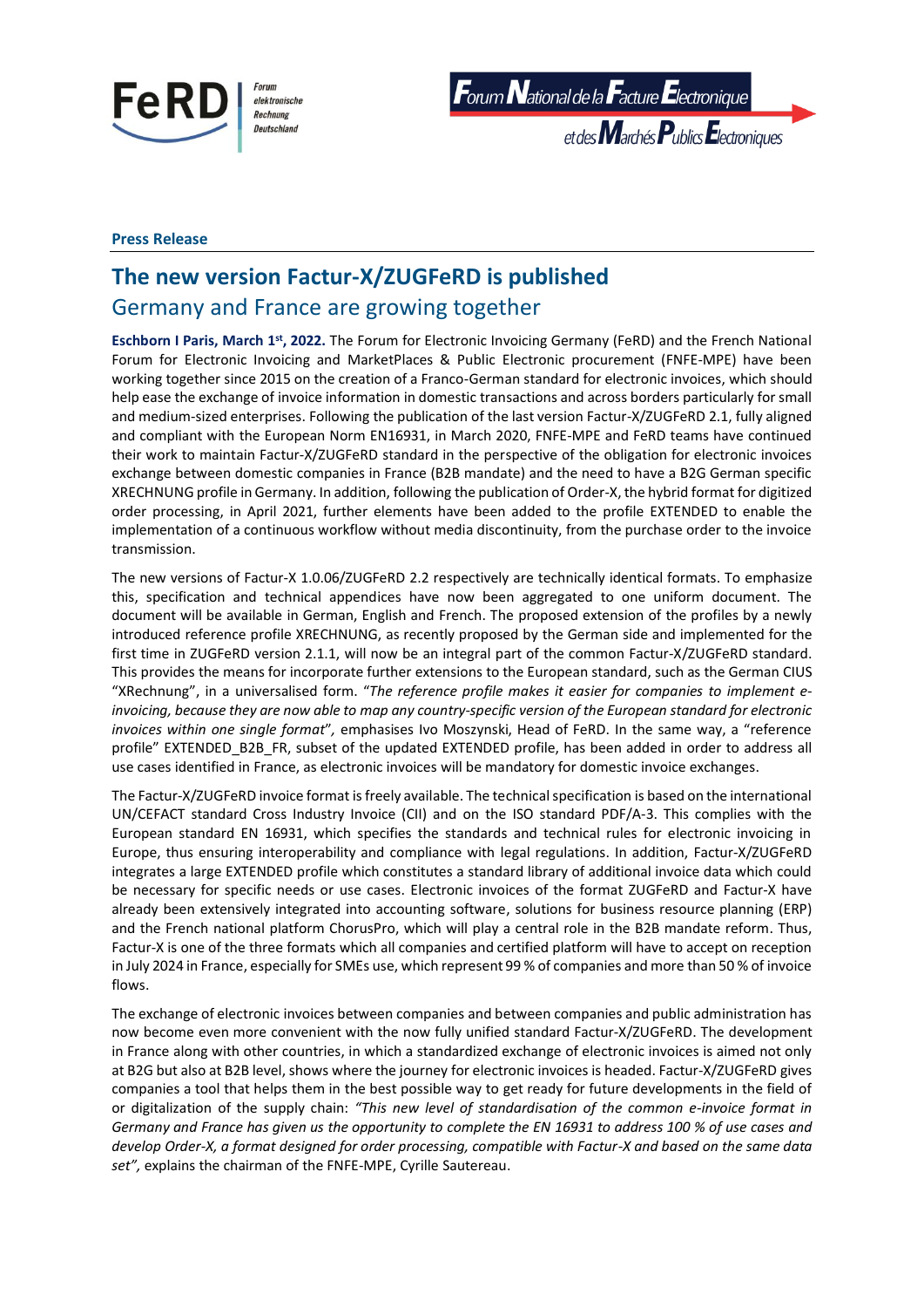**Press Release**

# The new version Factur-X/ZUGFeRD is published

## Germany and France are growing together

**Eschborn I Paris, March 1st, 2022.** The Forum for Electronic Invoicing Germany (FeRD) and the French National Forum for Electronic Invoicing and MarketPlaces & Public Electronic procurement (FNFE-MPE) have been working together since 2015 on the creation of a Franco-German standard for electronic invoices, which should help ease the exchange of invoice information in domestic transactions and across borders particularly for small and medium-sized enterprises. Following the publication of the last version Factur-X/ZUGFeRD 2.1, fully aligned and compliant with the European Norm EN16931, in March 2020, FNFE-MPE and FeRD teams have continued their work to maintain Factur-X/ZUGFeRD standard in the perspective of the obligation for electronic invoices exchange between domestic companies in France (B2B mandate) and the need to have a B2G German specific XRECHNUNG profile in Germany. In addition, following the publication of Order-X, the hybrid format for digitized order processing, in April 2021, further elements have been added to the profile EXTENDED to enable the implementation of a continuous workflow without media discontinuity, from the purchase order to the invoice transmission.

The new versions of Factur-X 1.0.06/ZUGFeRD 2.2 respectively are technically identical formats. To emphasize this, specification and technical appendices have now been aggregated to one uniform document. The document will be available in German, English and French. The proposed extension of the profiles by a newly introduced reference profile XRECHNUNG, as recently proposed by the German side and implemented for the first time in ZUGFeRD version 2.1.1, will now be an integral part of the common Factur-X/ZUGFeRD standard. This provides the means for incorporate further extensions to the European standard, such as the German CIUS "XRechnung", in a universalised form. "*The reference profile makes it easier for companies to implement e-invoicing, because they are now able to map any country-specific version of the European standard for electronic invoices within one single format*", emphasises Ivo Moszynski, Head of FeRD. In the same way, a "reference profile" EXTENDED_B2B_FR, subset of the updated EXTENDED profile, has been added in order to address all use cases identified in France, as electronic invoices will be mandatory for domestic invoice exchanges.

The Factur-X/ZUGFeRD invoice format is freely available. The technical specification is based on the international UN/CEFACT standard Cross Industry Invoice (CII) and on the ISO standard PDF/A-3. This complies with the European standard EN 16931, which specifies the standards and technical rules for electronic invoicing in Europe, thus ensuring interoperability and compliance with legal regulations. In addition, Factur-X/ZUGFeRD integrates a large EXTENDED profile which constitutes a standard library of additional invoice data which could be necessary for specific needs or use cases. Electronic invoices of the format ZUGFeRD and Factur-X have already been extensively integrated into accounting software, solutions for business resource planning (ERP) and the French national platform ChorusPro, which will play a central role in the B2B mandate reform. Thus, Factur-X is one of the three formats which all companies and certified platform will have to accept on reception in July 2024 in France, especially for SMEs use, which represent 99 % of companies and more than 50 % of invoice flows.

The exchange of electronic invoices between companies and between companies and public administration has now become even more convenient with the now fully unified standard Factur-X/ZUGFeRD. The development in France along with other countries, in which a standardized exchange of electronic invoices is aimed not only at B2G but also at B2B level, shows where the journey for electronic invoices is headed. Factur-X/ZUGFeRD gives companies a tool that helps them in the best possible way to get ready for future developments in the field of or digitalization of the supply chain: *"This new level of standardisation of the common e-invoice format in Germany and France has given us the opportunity to complete the EN 16931 to address 100 % of use cases and develop Order-X, a format designed for order processing, compatible with Factur-X and based on the same data set",* explains the chairman of the FNFE-MPE, Cyrille Sautereau.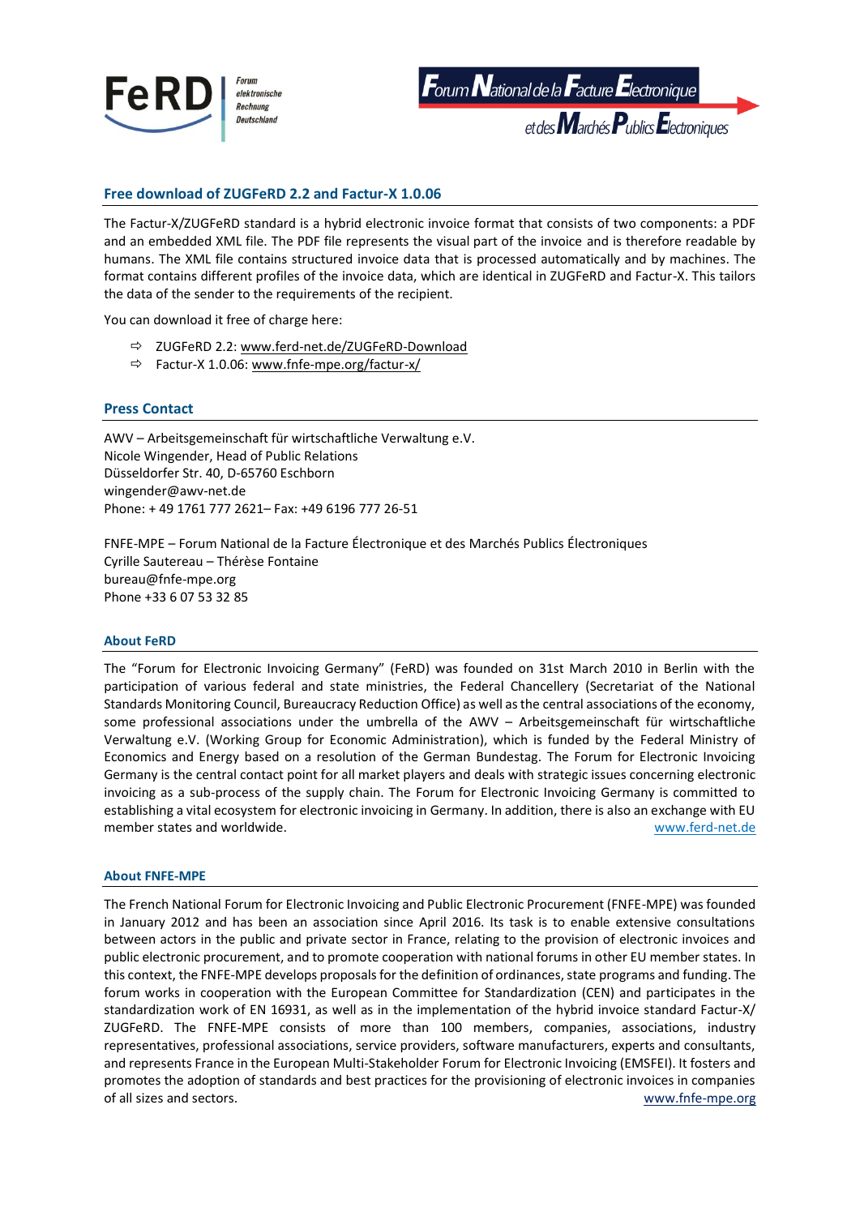## Free download of ZUGFeRD 2.2 and Factur-X 1.0.06

The Factur-X/ZUGFeRD standard is a hybrid electronic invoice format that consists of two components: a PDF and an embedded XML file. The PDF file represents the visual part of the invoice and is therefore readable by humans. The XML file contains structured invoice data that is processed automatically and by machines. The format contains different profiles of the invoice data, which are identical in ZUGFeRD and Factur-X. This tailors the data of the sender to the requirements of the recipient.

You can download it free of charge here:

- ZUGFeRD 2.2: www.ferd-net.de/ZUGFeRD-Download
- Factur-X 1.0.06: www.fnfe-mpe.org/factur-x/

## Press Contact

AWV – Arbeitsgemeinschaft für wirtschaftliche Verwaltung e.V.
Nicole Wingender, Head of Public Relations
Düsseldorfer Str. 40, D-65760 Eschborn
wingender@awv-net.de
Phone: + 49 1761 777 2621– Fax: +49 6196 777 26-51

FNFE-MPE – Forum National de la Facture Électronique et des Marchés Publics Électroniques
Cyrille Sautereau – Thérèse Fontaine
bureau@fnfe-mpe.org
Phone +33 6 07 53 32 85

### About FeRD

The "Forum for Electronic Invoicing Germany" (FeRD) was founded on 31st March 2010 in Berlin with the participation of various federal and state ministries, the Federal Chancellery (Secretariat of the National Standards Monitoring Council, Bureaucracy Reduction Office) as well as the central associations of the economy, some professional associations under the umbrella of the AWV – Arbeitsgemeinschaft für wirtschaftliche Verwaltung e.V. (Working Group for Economic Administration), which is funded by the Federal Ministry of Economics and Energy based on a resolution of the German Bundestag. The Forum for Electronic Invoicing Germany is the central contact point for all market players and deals with strategic issues concerning electronic invoicing as a sub-process of the supply chain. The Forum for Electronic Invoicing Germany is committed to establishing a vital ecosystem for electronic invoicing in Germany. In addition, there is also an exchange with EU member states and worldwide. www.ferd-net.de

### About FNFE-MPE

The French National Forum for Electronic Invoicing and Public Electronic Procurement (FNFE-MPE) was founded in January 2012 and has been an association since April 2016. Its task is to enable extensive consultations between actors in the public and private sector in France, relating to the provision of electronic invoices and public electronic procurement, and to promote cooperation with national forums in other EU member states. In this context, the FNFE-MPE develops proposals for the definition of ordinances, state programs and funding. The forum works in cooperation with the European Committee for Standardization (CEN) and participates in the standardization work of EN 16931, as well as in the implementation of the hybrid invoice standard Factur-X/ ZUGFeRD. The FNFE-MPE consists of more than 100 members, companies, associations, industry representatives, professional associations, service providers, software manufacturers, experts and consultants, and represents France in the European Multi-Stakeholder Forum for Electronic Invoicing (EMSFEI). It fosters and promotes the adoption of standards and best practices for the provisioning of electronic invoices in companies of all sizes and sectors. www.fnfe-mpe.org